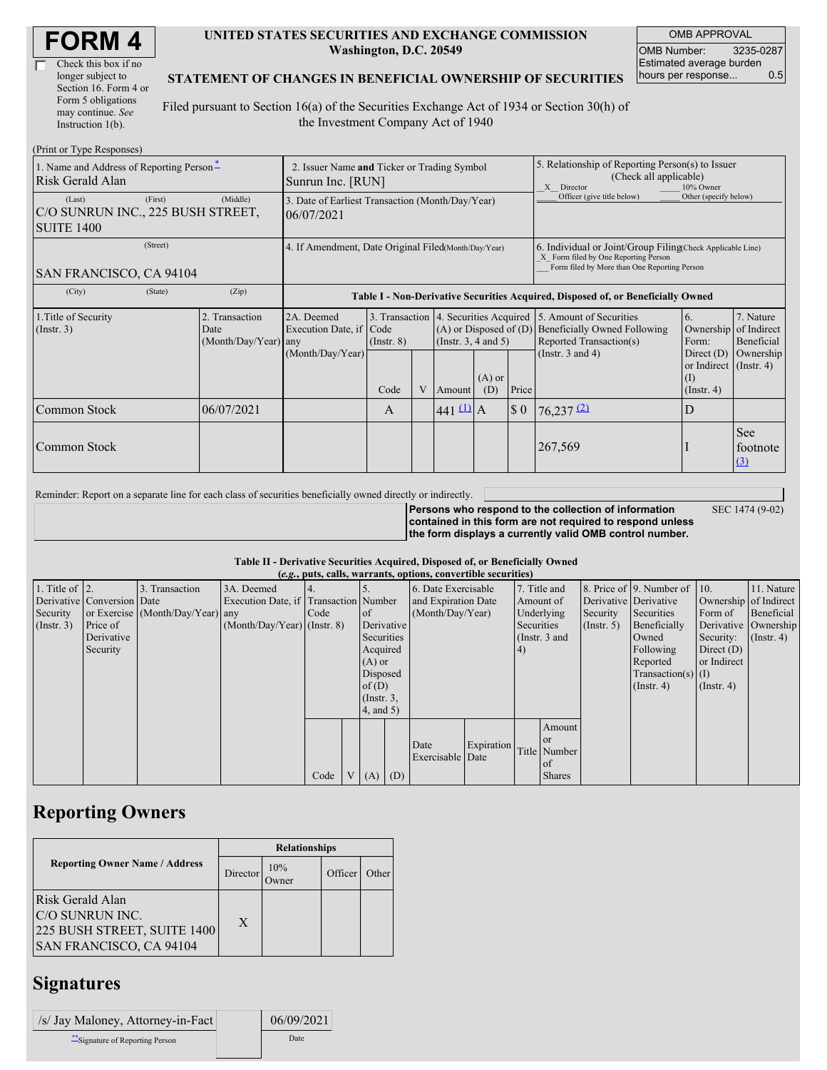# FORM 4

☐ Check this box if no longer subject to Section 16. Form 4 or Form 5 obligations may continue. *See* Instruction 1(b).

**UNITED STATES SECURITIES AND EXCHANGE COMMISSION**
**Washington, D.C. 20549**

**STATEMENT OF CHANGES IN BENEFICIAL OWNERSHIP OF SECURITIES**

Filed pursuant to Section 16(a) of the Securities Exchange Act of 1934 or Section 30(h) of the Investment Company Act of 1940

| OMB APPROVAL | |
|---|---|
| OMB Number: | 3235-0287 |
| Estimated average burden hours per response... | 0.5 |

(Print or Type Responses)

| 1. Name and Address of Reporting Person* | 2. Issuer Name **and** Ticker or Trading Symbol | 5. Relationship of Reporting Person(s) to Issuer (Check all applicable) |
|---|---|---|
| Risk Gerald Alan | Sunrun Inc. [RUN] | _X_ Director ___ 10% Owner ___ Officer (give title below) ___ Other (specify below) |
| (Last) (First) (Middle) C/O SUNRUN INC., 225 BUSH STREET, SUITE 1400 | 3. Date of Earliest Transaction (Month/Day/Year) 06/07/2021 | |
| (Street) SAN FRANCISCO, CA 94104 | 4. If Amendment, Date Original Filed(Month/Day/Year) | 6. Individual or Joint/Group Filing(Check Applicable Line) _X_ Form filed by One Reporting Person ___ Form filed by More than One Reporting Person |
| (City) (State) (Zip) | | |

**Table I - Non-Derivative Securities Acquired, Disposed of, or Beneficially Owned**

| 1.Title of Security (Instr. 3) | 2. Transaction Date (Month/Day/Year) | 2A. Deemed Execution Date, if any (Month/Day/Year) | 3. Transaction Code (Instr. 8) | | 4. Securities Acquired (A) or Disposed of (D) (Instr. 3, 4 and 5) | | | 5. Amount of Securities Beneficially Owned Following Reported Transaction(s) (Instr. 3 and 4) | 6. Ownership Form: Direct (D) or Indirect (I) (Instr. 4) | 7. Nature of Indirect Beneficial Ownership (Instr. 4) |
|---|---|---|---|---|---|---|---|---|---|---|
| | | | Code | V | Amount | (A) or (D) | Price | | | |
| Common Stock | 06/07/2021 | | A | | 441 (1) | A | $ 0 | 76,237 (2) | D | |
| Common Stock | | | | | | | | 267,569 | I | See footnote (3) |

Reminder: Report on a separate line for each class of securities beneficially owned directly or indirectly.

**Persons who respond to the collection of information contained in this form are not required to respond unless the form displays a currently valid OMB control number.** SEC 1474 (9-02)

**Table II - Derivative Securities Acquired, Disposed of, or Beneficially Owned**
**(*e.g.*, puts, calls, warrants, options, convertible securities)**

| 1. Title of Derivative Security (Instr. 3) | 2. Conversion or Exercise Price of Derivative Security | 3. Transaction Date (Month/Day/Year) | 3A. Deemed Execution Date, if any (Month/Day/Year) | 4. Transaction Code (Instr. 8) | | 5. Number of Derivative Securities Acquired (A) or Disposed of (D) (Instr. 3, 4, and 5) | | 6. Date Exercisable and Expiration Date (Month/Day/Year) | | 7. Title and Amount of Underlying Securities (Instr. 3 and 4) | | 8. Price of Derivative Security (Instr. 5) | 9. Number of Derivative Securities Beneficially Owned Following Reported Transaction(s) (Instr. 4) | 10. Ownership Form of Derivative Security: Direct (D) or Indirect (I) (Instr. 4) | 11. Nature of Indirect Beneficial Ownership (Instr. 4) |
|---|---|---|---|---|---|---|---|---|---|---|---|---|---|---|---|
| | | | | Code | V | (A) | (D) | Date Exercisable | Expiration Date | Title | Amount or Number of Shares | | | | |

## Reporting Owners

| Reporting Owner Name / Address | Relationships | | | |
|---|---|---|---|---|
| | Director | 10% Owner | Officer | Other |
| Risk Gerald Alan C/O SUNRUN INC. 225 BUSH STREET, SUITE 1400 SAN FRANCISCO, CA 94104 | X | | | |

## Signatures

| /s/ Jay Maloney, Attorney-in-Fact | 06/09/2021 |
|---|---|
| **Signature of Reporting Person | Date |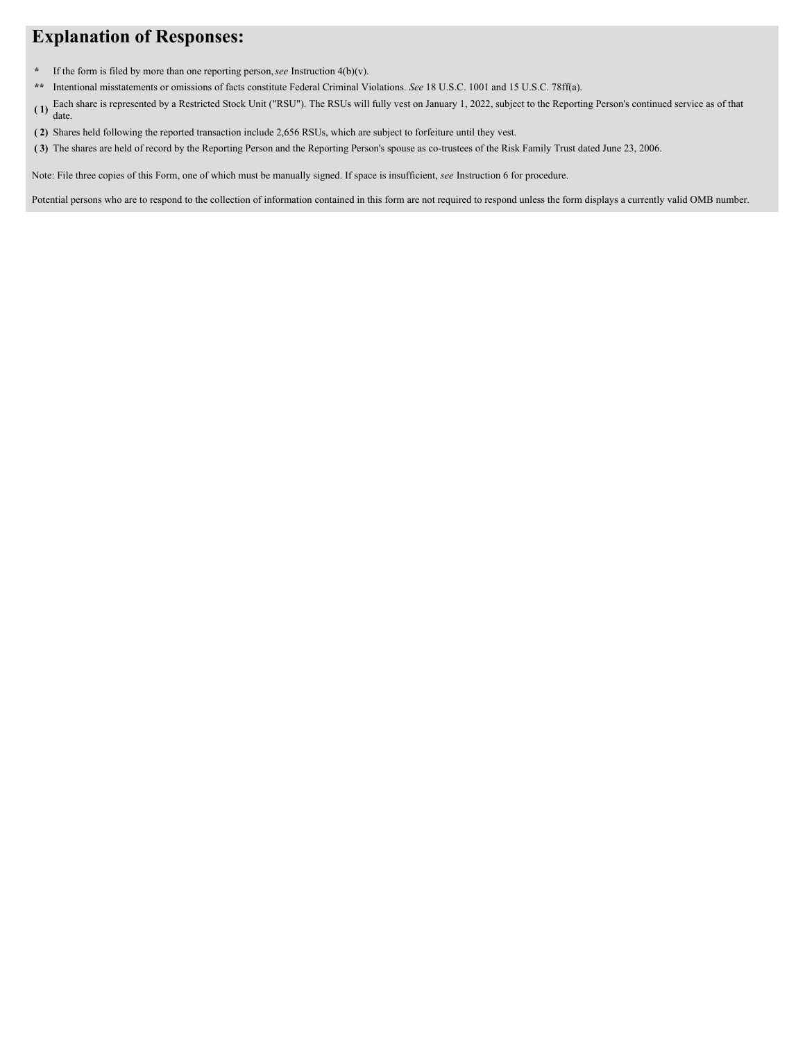# Explanation of Responses:

- \* If the form is filed by more than one reporting person, *see* Instruction 4(b)(v).
- \*\* Intentional misstatements or omissions of facts constitute Federal Criminal Violations. *See* 18 U.S.C. 1001 and 15 U.S.C. 78ff(a).
- **( 1)** Each share is represented by a Restricted Stock Unit ("RSU"). The RSUs will fully vest on January 1, 2022, subject to the Reporting Person's continued service as of that date.
- **( 2)** Shares held following the reported transaction include 2,656 RSUs, which are subject to forfeiture until they vest.
- **( 3)** The shares are held of record by the Reporting Person and the Reporting Person's spouse as co-trustees of the Risk Family Trust dated June 23, 2006.

Note: File three copies of this Form, one of which must be manually signed. If space is insufficient, *see* Instruction 6 for procedure.

Potential persons who are to respond to the collection of information contained in this form are not required to respond unless the form displays a currently valid OMB number.